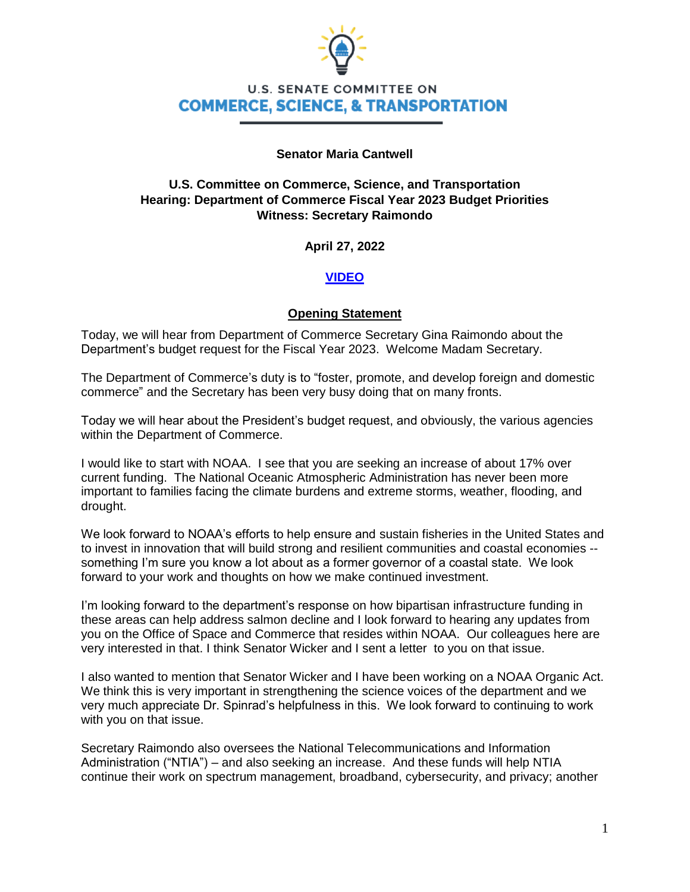U.S. SENATE COMMITTEE ON
**COMMERCE, SCIENCE, & TRANSPORTATION**

**Senator Maria Cantwell**

**U.S. Committee on Commerce, Science, and Transportation**
**Hearing: Department of Commerce Fiscal Year 2023 Budget Priorities**
**Witness: Secretary Raimondo**

**April 27, 2022**

**VIDEO**

## Opening Statement

Today, we will hear from Department of Commerce Secretary Gina Raimondo about the Department's budget request for the Fiscal Year 2023. Welcome Madam Secretary.

The Department of Commerce's duty is to "foster, promote, and develop foreign and domestic commerce" and the Secretary has been very busy doing that on many fronts.

Today we will hear about the President's budget request, and obviously, the various agencies within the Department of Commerce.

I would like to start with NOAA. I see that you are seeking an increase of about 17% over current funding. The National Oceanic Atmospheric Administration has never been more important to families facing the climate burdens and extreme storms, weather, flooding, and drought.

We look forward to NOAA's efforts to help ensure and sustain fisheries in the United States and to invest in innovation that will build strong and resilient communities and coastal economies -- something I'm sure you know a lot about as a former governor of a coastal state. We look forward to your work and thoughts on how we make continued investment.

I'm looking forward to the department's response on how bipartisan infrastructure funding in these areas can help address salmon decline and I look forward to hearing any updates from you on the Office of Space and Commerce that resides within NOAA. Our colleagues here are very interested in that. I think Senator Wicker and I sent a letter to you on that issue.

I also wanted to mention that Senator Wicker and I have been working on a NOAA Organic Act. We think this is very important in strengthening the science voices of the department and we very much appreciate Dr. Spinrad's helpfulness in this. We look forward to continuing to work with you on that issue.

Secretary Raimondo also oversees the National Telecommunications and Information Administration ("NTIA") – and also seeking an increase. And these funds will help NTIA continue their work on spectrum management, broadband, cybersecurity, and privacy; another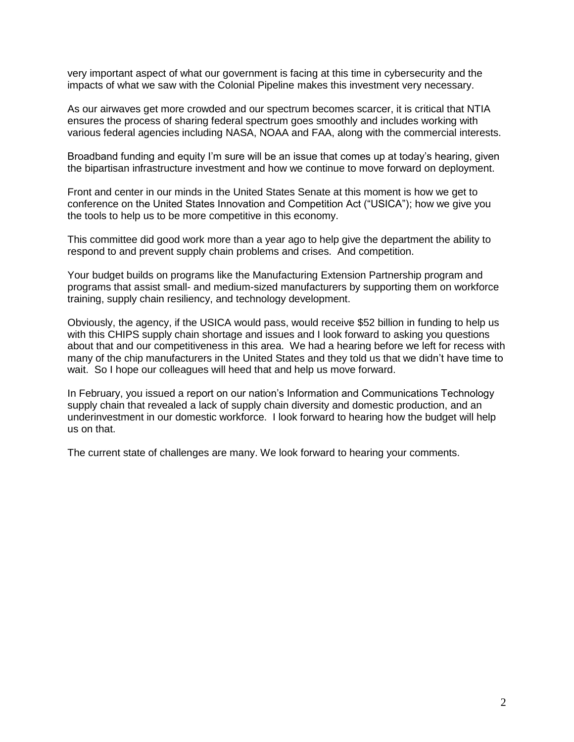very important aspect of what our government is facing at this time in cybersecurity and the impacts of what we saw with the Colonial Pipeline makes this investment very necessary.

As our airwaves get more crowded and our spectrum becomes scarcer, it is critical that NTIA ensures the process of sharing federal spectrum goes smoothly and includes working with various federal agencies including NASA, NOAA and FAA, along with the commercial interests.

Broadband funding and equity I'm sure will be an issue that comes up at today's hearing, given the bipartisan infrastructure investment and how we continue to move forward on deployment.

Front and center in our minds in the United States Senate at this moment is how we get to conference on the United States Innovation and Competition Act ("USICA"); how we give you the tools to help us to be more competitive in this economy.

This committee did good work more than a year ago to help give the department the ability to respond to and prevent supply chain problems and crises. And competition.

Your budget builds on programs like the Manufacturing Extension Partnership program and programs that assist small- and medium-sized manufacturers by supporting them on workforce training, supply chain resiliency, and technology development.

Obviously, the agency, if the USICA would pass, would receive $52 billion in funding to help us with this CHIPS supply chain shortage and issues and I look forward to asking you questions about that and our competitiveness in this area. We had a hearing before we left for recess with many of the chip manufacturers in the United States and they told us that we didn't have time to wait. So I hope our colleagues will heed that and help us move forward.

In February, you issued a report on our nation's Information and Communications Technology supply chain that revealed a lack of supply chain diversity and domestic production, and an underinvestment in our domestic workforce. I look forward to hearing how the budget will help us on that.

The current state of challenges are many. We look forward to hearing your comments.